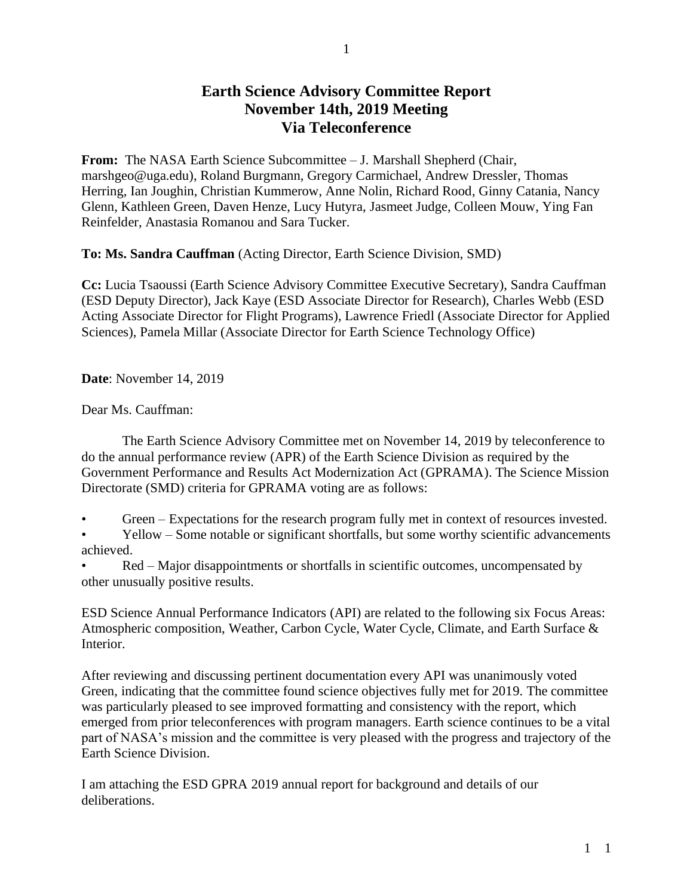# Earth Science Advisory Committee Report
# November 14th, 2019 Meeting
# Via Teleconference

**From:** The NASA Earth Science Subcommittee – J. Marshall Shepherd (Chair, marshgeo@uga.edu), Roland Burgmann, Gregory Carmichael, Andrew Dressler, Thomas Herring, Ian Joughin, Christian Kummerow, Anne Nolin, Richard Rood, Ginny Catania, Nancy Glenn, Kathleen Green, Daven Henze, Lucy Hutyra, Jasmeet Judge, Colleen Mouw, Ying Fan Reinfelder, Anastasia Romanou and Sara Tucker.

**To: Ms. Sandra Cauffman** (Acting Director, Earth Science Division, SMD)

**Cc:** Lucia Tsaoussi (Earth Science Advisory Committee Executive Secretary), Sandra Cauffman (ESD Deputy Director), Jack Kaye (ESD Associate Director for Research), Charles Webb (ESD Acting Associate Director for Flight Programs), Lawrence Friedl (Associate Director for Applied Sciences), Pamela Millar (Associate Director for Earth Science Technology Office)

**Date**: November 14, 2019

Dear Ms. Cauffman:

The Earth Science Advisory Committee met on November 14, 2019 by teleconference to do the annual performance review (APR) of the Earth Science Division as required by the Government Performance and Results Act Modernization Act (GPRAMA). The Science Mission Directorate (SMD) criteria for GPRAMA voting are as follows:

- Green – Expectations for the research program fully met in context of resources invested.
- Yellow – Some notable or significant shortfalls, but some worthy scientific advancements achieved.
- Red – Major disappointments or shortfalls in scientific outcomes, uncompensated by other unusually positive results.

ESD Science Annual Performance Indicators (API) are related to the following six Focus Areas: Atmospheric composition, Weather, Carbon Cycle, Water Cycle, Climate, and Earth Surface & Interior.

After reviewing and discussing pertinent documentation every API was unanimously voted Green, indicating that the committee found science objectives fully met for 2019. The committee was particularly pleased to see improved formatting and consistency with the report, which emerged from prior teleconferences with program managers. Earth science continues to be a vital part of NASA's mission and the committee is very pleased with the progress and trajectory of the Earth Science Division.

I am attaching the ESD GPRA 2019 annual report for background and details of our deliberations.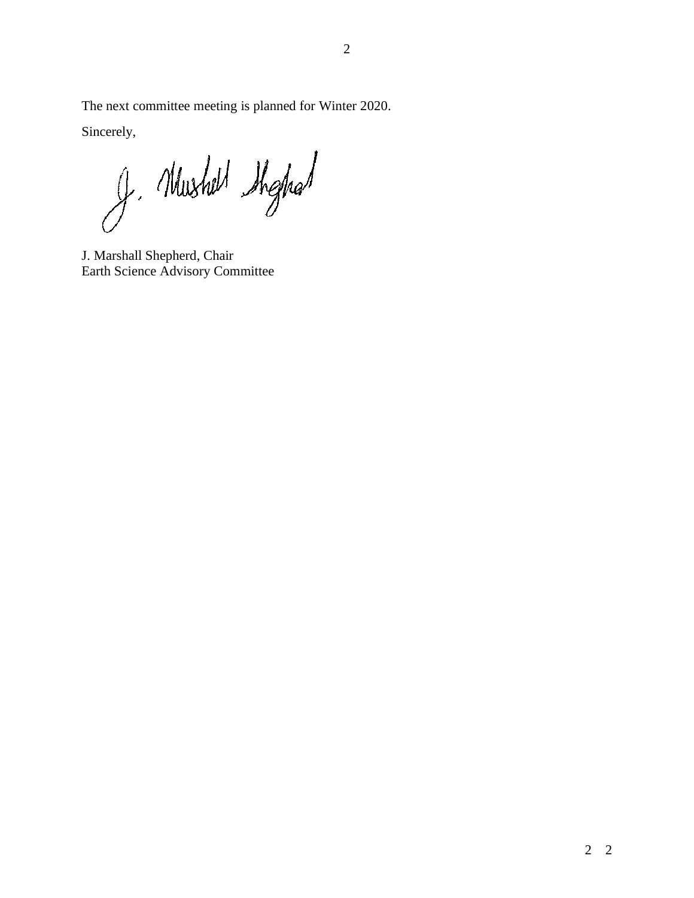The next committee meeting is planned for Winter 2020.

Sincerely,

J. Marshall Shepherd, Chair
Earth Science Advisory Committee